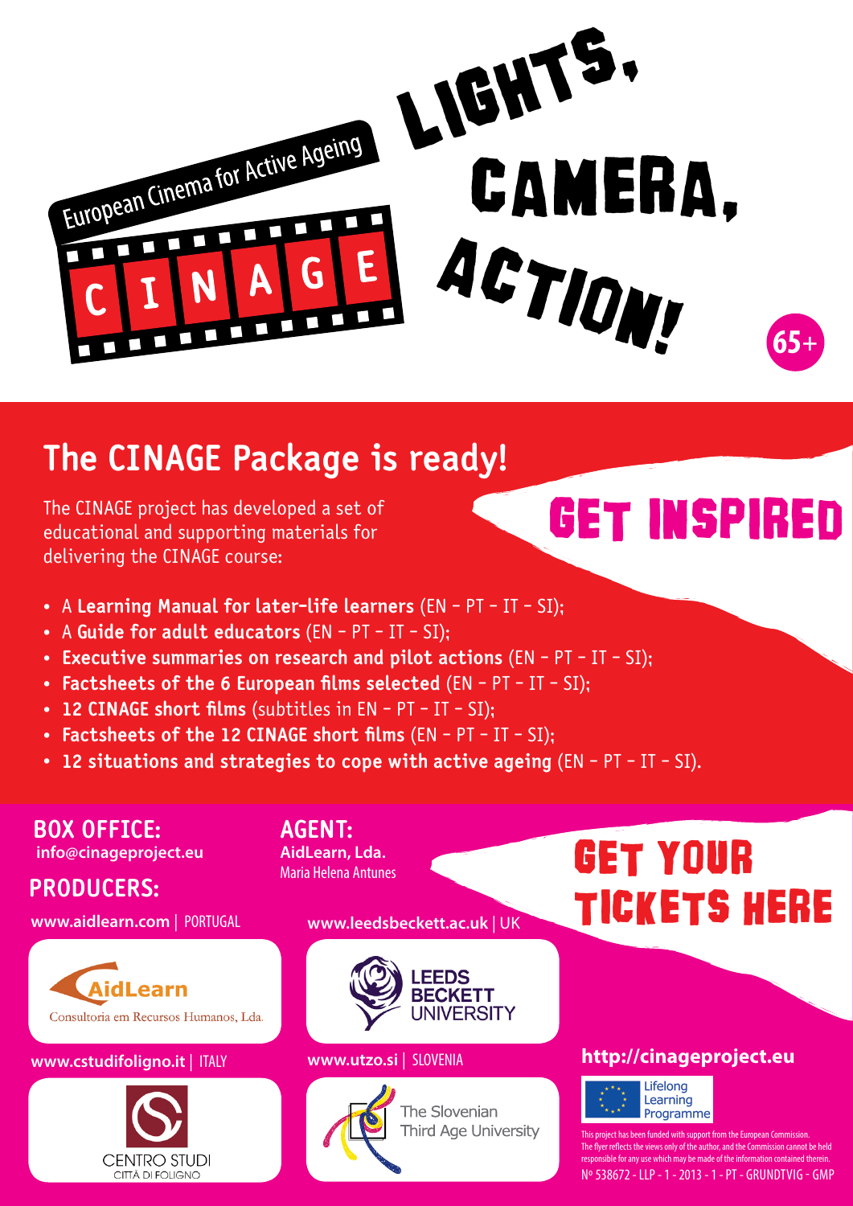European Cinema for Active Ageing

# CINAGE

# LIGHTS, CAMERA, ACTION!

65+

## The CINAGE Package is ready!

The CINAGE project has developed a set of educational and supporting materials for delivering the CINAGE course:

# GET INSPIRED

- A **Learning Manual for later-life learners** (EN - PT - IT - SI);
- A **Guide for adult educators** (EN - PT - IT - SI);
- **Executive summaries on research and pilot actions** (EN - PT - IT - SI);
- **Factsheets of the 6 European films selected** (EN - PT - IT - SI);
- **12 CINAGE short films** (subtitles in EN - PT - IT - SI);
- **Factsheets of the 12 CINAGE short films** (EN - PT - IT - SI);
- **12 situations and strategies to cope with active ageing** (EN - PT - IT - SI).

## BOX OFFICE:

**info@cinageproject.eu**

## AGENT:

**AidLearn, Lda.**
Maria Helena Antunes

# GET YOUR TICKETS HERE

## PRODUCERS:

**www.aidlearn.com** | PORTUGAL

AidLearn
Consultoria em Recursos Humanos, Lda.

**www.leedsbeckett.ac.uk** | UK

LEEDS BECKETT UNIVERSITY

**www.cstudifoligno.it** | ITALY

CENTRO STUDI
CITTÀ DI FOLIGNO

**www.utzo.si** | SLOVENIA

The Slovenian Third Age University

**http://cinageproject.eu**

Lifelong Learning Programme

This project has been funded with support from the European Commission. The flyer reflects the views only of the author, and the Commission cannot be held responsible for any use which may be made of the information contained therein.

Nº 538672 - LLP - 1 - 2013 - 1 - PT - GRUNDTVIG - GMP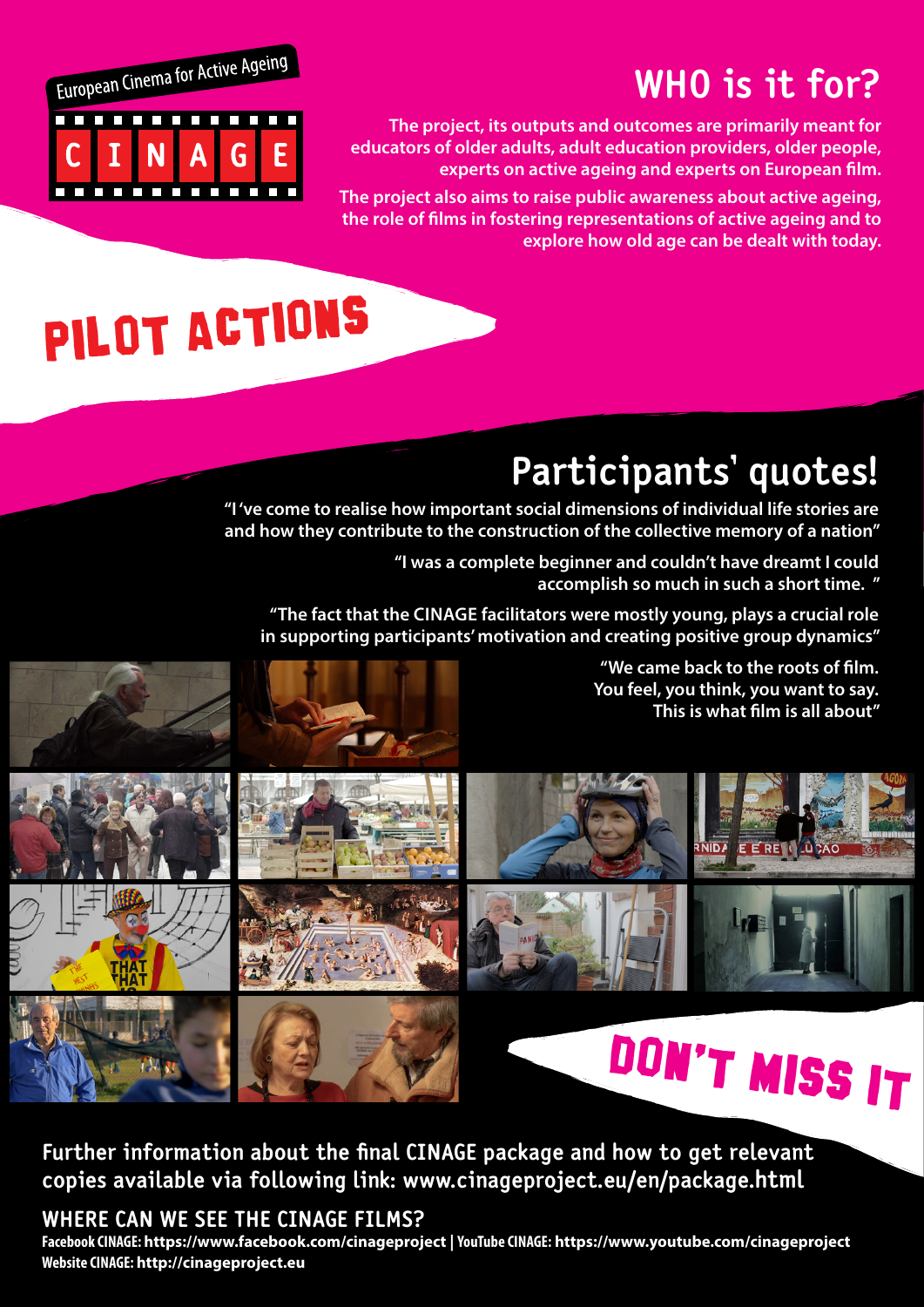European Cinema for Active Ageing

CINAGE

## WHO is it for?

**The project, its outputs and outcomes are primarily meant for educators of older adults, adult education providers, older people, experts on active ageing and experts on European film.**

**The project also aims to raise public awareness about active ageing, the role of films in fostering representations of active ageing and to explore how old age can be dealt with today.**

# PILOT ACTIONS

## Participants' quotes!

**"I 've come to realise how important social dimensions of individual life stories are and how they contribute to the construction of the collective memory of a nation"**

**"I was a complete beginner and couldn't have dreamt I could accomplish so much in such a short time. "**

**"The fact that the CINAGE facilitators were mostly young, plays a crucial role in supporting participants' motivation and creating positive group dynamics"**

**"We came back to the roots of film. You feel, you think, you want to say. This is what film is all about"**

# DON'T MISS IT

**Further information about the final CINAGE package and how to get relevant copies available via following link: www.cinageproject.eu/en/package.html**

## WHERE CAN WE SEE THE CINAGE FILMS?

**Facebook CINAGE: https://www.facebook.com/cinageproject | YouTube CINAGE: https://www.youtube.com/cinageproject**
**Website CINAGE: http://cinageproject.eu**